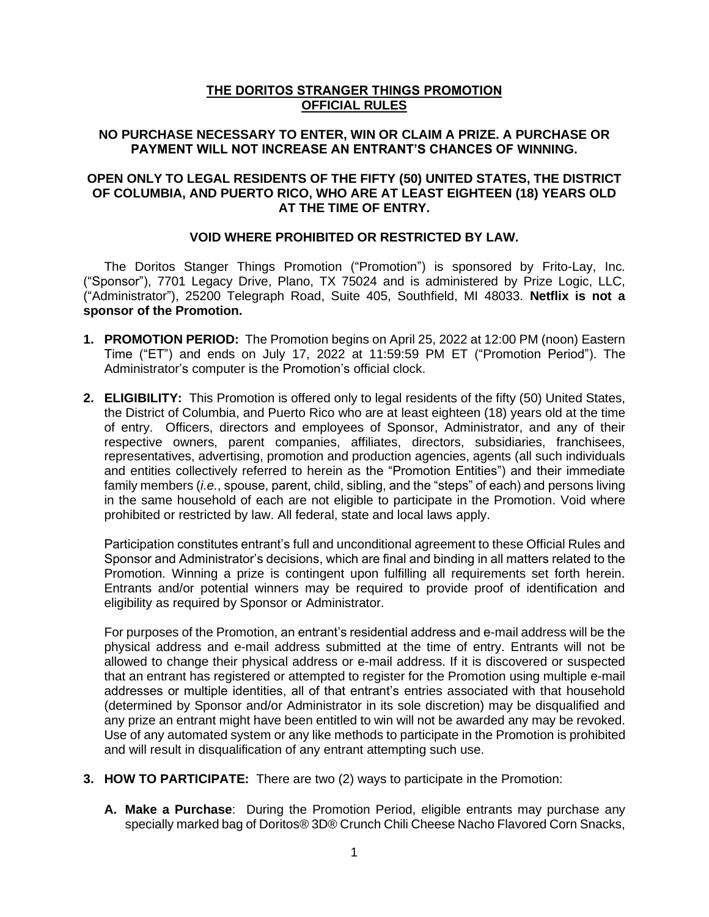# THE DORITOS STRANGER THINGS PROMOTION OFFICIAL RULES

**NO PURCHASE NECESSARY TO ENTER, WIN OR CLAIM A PRIZE. A PURCHASE OR PAYMENT WILL NOT INCREASE AN ENTRANT'S CHANCES OF WINNING.**

**OPEN ONLY TO LEGAL RESIDENTS OF THE FIFTY (50) UNITED STATES, THE DISTRICT OF COLUMBIA, AND PUERTO RICO, WHO ARE AT LEAST EIGHTEEN (18) YEARS OLD AT THE TIME OF ENTRY.**

**VOID WHERE PROHIBITED OR RESTRICTED BY LAW.**

The Doritos Stanger Things Promotion ("Promotion") is sponsored by Frito-Lay, Inc. ("Sponsor"), 7701 Legacy Drive, Plano, TX 75024 and is administered by Prize Logic, LLC, ("Administrator"), 25200 Telegraph Road, Suite 405, Southfield, MI 48033. **Netflix is not a sponsor of the Promotion.**

1. **PROMOTION PERIOD:** The Promotion begins on April 25, 2022 at 12:00 PM (noon) Eastern Time ("ET") and ends on July 17, 2022 at 11:59:59 PM ET ("Promotion Period"). The Administrator's computer is the Promotion's official clock.

2. **ELIGIBILITY:** This Promotion is offered only to legal residents of the fifty (50) United States, the District of Columbia, and Puerto Rico who are at least eighteen (18) years old at the time of entry. Officers, directors and employees of Sponsor, Administrator, and any of their respective owners, parent companies, affiliates, directors, subsidiaries, franchisees, representatives, advertising, promotion and production agencies, agents (all such individuals and entities collectively referred to herein as the "Promotion Entities") and their immediate family members (*i.e.*, spouse, parent, child, sibling, and the "steps" of each) and persons living in the same household of each are not eligible to participate in the Promotion. Void where prohibited or restricted by law. All federal, state and local laws apply.

   Participation constitutes entrant's full and unconditional agreement to these Official Rules and Sponsor and Administrator's decisions, which are final and binding in all matters related to the Promotion. Winning a prize is contingent upon fulfilling all requirements set forth herein. Entrants and/or potential winners may be required to provide proof of identification and eligibility as required by Sponsor or Administrator.

   For purposes of the Promotion, an entrant's residential address and e-mail address will be the physical address and e-mail address submitted at the time of entry. Entrants will not be allowed to change their physical address or e-mail address. If it is discovered or suspected that an entrant has registered or attempted to register for the Promotion using multiple e-mail addresses or multiple identities, all of that entrant's entries associated with that household (determined by Sponsor and/or Administrator in its sole discretion) may be disqualified and any prize an entrant might have been entitled to win will not be awarded any may be revoked. Use of any automated system or any like methods to participate in the Promotion is prohibited and will result in disqualification of any entrant attempting such use.

3. **HOW TO PARTICIPATE:** There are two (2) ways to participate in the Promotion:

   **A. Make a Purchase**: During the Promotion Period, eligible entrants may purchase any specially marked bag of Doritos® 3D® Crunch Chili Cheese Nacho Flavored Corn Snacks,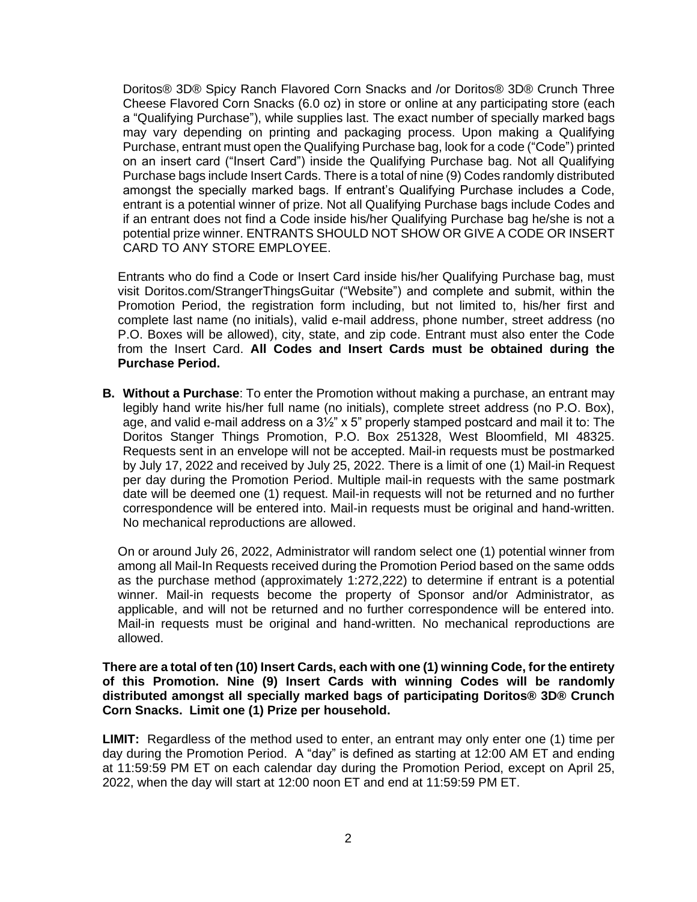Doritos® 3D® Spicy Ranch Flavored Corn Snacks and /or Doritos® 3D® Crunch Three Cheese Flavored Corn Snacks (6.0 oz) in store or online at any participating store (each a "Qualifying Purchase"), while supplies last. The exact number of specially marked bags may vary depending on printing and packaging process. Upon making a Qualifying Purchase, entrant must open the Qualifying Purchase bag, look for a code ("Code") printed on an insert card ("Insert Card") inside the Qualifying Purchase bag. Not all Qualifying Purchase bags include Insert Cards. There is a total of nine (9) Codes randomly distributed amongst the specially marked bags. If entrant's Qualifying Purchase includes a Code, entrant is a potential winner of prize. Not all Qualifying Purchase bags include Codes and if an entrant does not find a Code inside his/her Qualifying Purchase bag he/she is not a potential prize winner. ENTRANTS SHOULD NOT SHOW OR GIVE A CODE OR INSERT CARD TO ANY STORE EMPLOYEE.

Entrants who do find a Code or Insert Card inside his/her Qualifying Purchase bag, must visit Doritos.com/StrangerThingsGuitar ("Website") and complete and submit, within the Promotion Period, the registration form including, but not limited to, his/her first and complete last name (no initials), valid e-mail address, phone number, street address (no P.O. Boxes will be allowed), city, state, and zip code. Entrant must also enter the Code from the Insert Card. **All Codes and Insert Cards must be obtained during the Purchase Period.**

**B. Without a Purchase**: To enter the Promotion without making a purchase, an entrant may legibly hand write his/her full name (no initials), complete street address (no P.O. Box), age, and valid e-mail address on a 3½" x 5" properly stamped postcard and mail it to: The Doritos Stanger Things Promotion, P.O. Box 251328, West Bloomfield, MI 48325. Requests sent in an envelope will not be accepted. Mail-in requests must be postmarked by July 17, 2022 and received by July 25, 2022. There is a limit of one (1) Mail-in Request per day during the Promotion Period. Multiple mail-in requests with the same postmark date will be deemed one (1) request. Mail-in requests will not be returned and no further correspondence will be entered into. Mail-in requests must be original and hand-written. No mechanical reproductions are allowed.

On or around July 26, 2022, Administrator will random select one (1) potential winner from among all Mail-In Requests received during the Promotion Period based on the same odds as the purchase method (approximately 1:272,222) to determine if entrant is a potential winner. Mail-in requests become the property of Sponsor and/or Administrator, as applicable, and will not be returned and no further correspondence will be entered into. Mail-in requests must be original and hand-written. No mechanical reproductions are allowed.

**There are a total of ten (10) Insert Cards, each with one (1) winning Code, for the entirety of this Promotion. Nine (9) Insert Cards with winning Codes will be randomly distributed amongst all specially marked bags of participating Doritos® 3D® Crunch Corn Snacks. Limit one (1) Prize per household.**

**LIMIT:** Regardless of the method used to enter, an entrant may only enter one (1) time per day during the Promotion Period. A "day" is defined as starting at 12:00 AM ET and ending at 11:59:59 PM ET on each calendar day during the Promotion Period, except on April 25, 2022, when the day will start at 12:00 noon ET and end at 11:59:59 PM ET.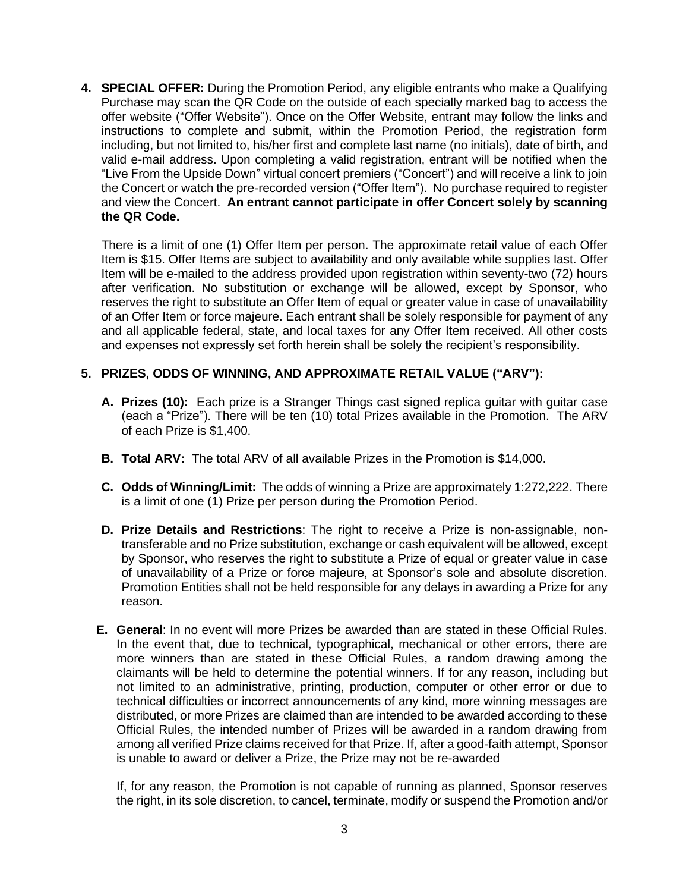4. **SPECIAL OFFER:** During the Promotion Period, any eligible entrants who make a Qualifying Purchase may scan the QR Code on the outside of each specially marked bag to access the offer website ("Offer Website"). Once on the Offer Website, entrant may follow the links and instructions to complete and submit, within the Promotion Period, the registration form including, but not limited to, his/her first and complete last name (no initials), date of birth, and valid e-mail address. Upon completing a valid registration, entrant will be notified when the "Live From the Upside Down" virtual concert premiers ("Concert") and will receive a link to join the Concert or watch the pre-recorded version ("Offer Item"). No purchase required to register and view the Concert. **An entrant cannot participate in offer Concert solely by scanning the QR Code.**

   There is a limit of one (1) Offer Item per person. The approximate retail value of each Offer Item is $15. Offer Items are subject to availability and only available while supplies last. Offer Item will be e-mailed to the address provided upon registration within seventy-two (72) hours after verification. No substitution or exchange will be allowed, except by Sponsor, who reserves the right to substitute an Offer Item of equal or greater value in case of unavailability of an Offer Item or force majeure. Each entrant shall be solely responsible for payment of any and all applicable federal, state, and local taxes for any Offer Item received. All other costs and expenses not expressly set forth herein shall be solely the recipient's responsibility.

5. **PRIZES, ODDS OF WINNING, AND APPROXIMATE RETAIL VALUE ("ARV"):**

   A. **Prizes (10):** Each prize is a Stranger Things cast signed replica guitar with guitar case (each a "Prize"). There will be ten (10) total Prizes available in the Promotion. The ARV of each Prize is $1,400.

   B. **Total ARV:** The total ARV of all available Prizes in the Promotion is $14,000.

   C. **Odds of Winning/Limit:** The odds of winning a Prize are approximately 1:272,222. There is a limit of one (1) Prize per person during the Promotion Period.

   D. **Prize Details and Restrictions**: The right to receive a Prize is non-assignable, non-transferable and no Prize substitution, exchange or cash equivalent will be allowed, except by Sponsor, who reserves the right to substitute a Prize of equal or greater value in case of unavailability of a Prize or force majeure, at Sponsor's sole and absolute discretion. Promotion Entities shall not be held responsible for any delays in awarding a Prize for any reason.

   E. **General**: In no event will more Prizes be awarded than are stated in these Official Rules. In the event that, due to technical, typographical, mechanical or other errors, there are more winners than are stated in these Official Rules, a random drawing among the claimants will be held to determine the potential winners. If for any reason, including but not limited to an administrative, printing, production, computer or other error or due to technical difficulties or incorrect announcements of any kind, more winning messages are distributed, or more Prizes are claimed than are intended to be awarded according to these Official Rules, the intended number of Prizes will be awarded in a random drawing from among all verified Prize claims received for that Prize. If, after a good-faith attempt, Sponsor is unable to award or deliver a Prize, the Prize may not be re-awarded

   If, for any reason, the Promotion is not capable of running as planned, Sponsor reserves the right, in its sole discretion, to cancel, terminate, modify or suspend the Promotion and/or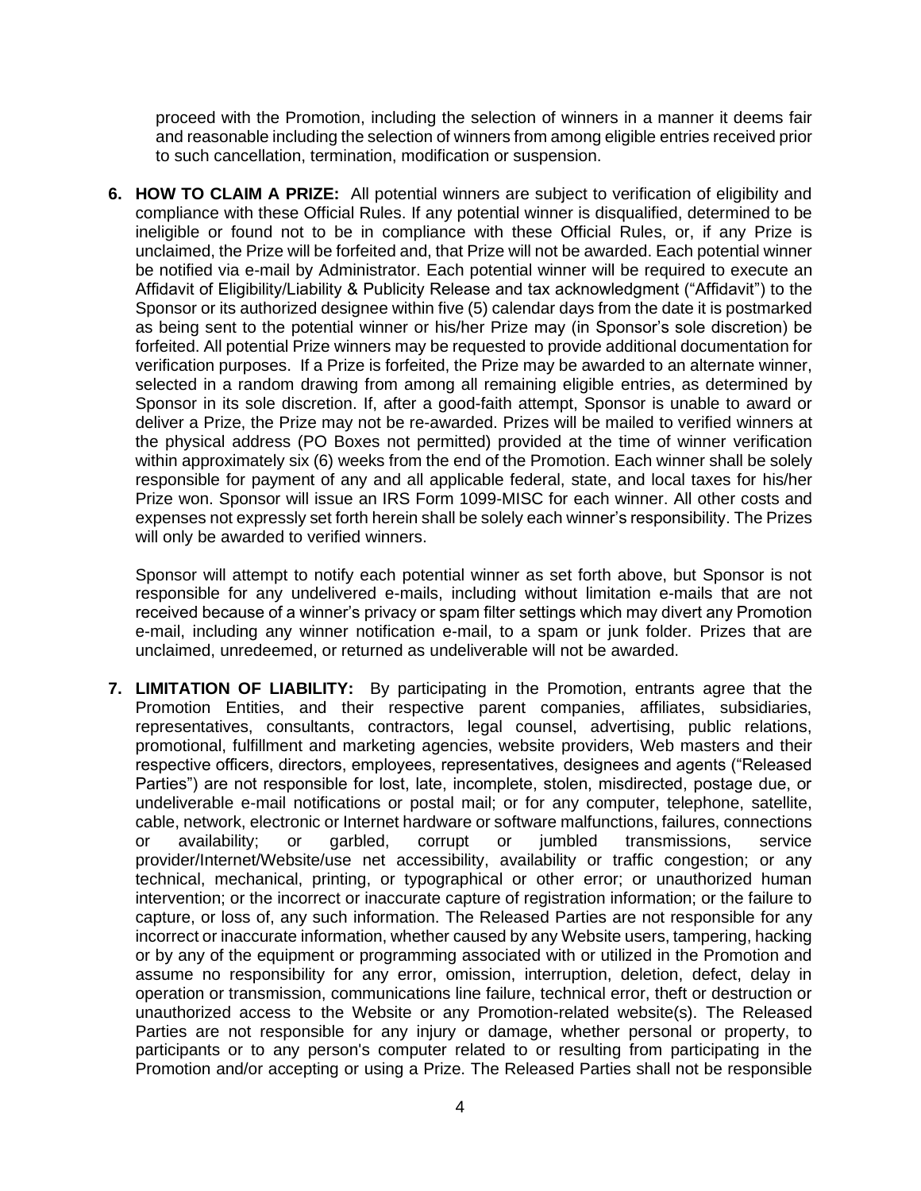proceed with the Promotion, including the selection of winners in a manner it deems fair and reasonable including the selection of winners from among eligible entries received prior to such cancellation, termination, modification or suspension.

6. **HOW TO CLAIM A PRIZE:** All potential winners are subject to verification of eligibility and compliance with these Official Rules. If any potential winner is disqualified, determined to be ineligible or found not to be in compliance with these Official Rules, or, if any Prize is unclaimed, the Prize will be forfeited and, that Prize will not be awarded. Each potential winner be notified via e-mail by Administrator. Each potential winner will be required to execute an Affidavit of Eligibility/Liability & Publicity Release and tax acknowledgment ("Affidavit") to the Sponsor or its authorized designee within five (5) calendar days from the date it is postmarked as being sent to the potential winner or his/her Prize may (in Sponsor's sole discretion) be forfeited. All potential Prize winners may be requested to provide additional documentation for verification purposes. If a Prize is forfeited, the Prize may be awarded to an alternate winner, selected in a random drawing from among all remaining eligible entries, as determined by Sponsor in its sole discretion. If, after a good-faith attempt, Sponsor is unable to award or deliver a Prize, the Prize may not be re-awarded. Prizes will be mailed to verified winners at the physical address (PO Boxes not permitted) provided at the time of winner verification within approximately six (6) weeks from the end of the Promotion. Each winner shall be solely responsible for payment of any and all applicable federal, state, and local taxes for his/her Prize won. Sponsor will issue an IRS Form 1099-MISC for each winner. All other costs and expenses not expressly set forth herein shall be solely each winner's responsibility. The Prizes will only be awarded to verified winners.

   Sponsor will attempt to notify each potential winner as set forth above, but Sponsor is not responsible for any undelivered e-mails, including without limitation e-mails that are not received because of a winner's privacy or spam filter settings which may divert any Promotion e-mail, including any winner notification e-mail, to a spam or junk folder. Prizes that are unclaimed, unredeemed, or returned as undeliverable will not be awarded.

7. **LIMITATION OF LIABILITY:** By participating in the Promotion, entrants agree that the Promotion Entities, and their respective parent companies, affiliates, subsidiaries, representatives, consultants, contractors, legal counsel, advertising, public relations, promotional, fulfillment and marketing agencies, website providers, Web masters and their respective officers, directors, employees, representatives, designees and agents ("Released Parties") are not responsible for lost, late, incomplete, stolen, misdirected, postage due, or undeliverable e-mail notifications or postal mail; or for any computer, telephone, satellite, cable, network, electronic or Internet hardware or software malfunctions, failures, connections or availability; or garbled, corrupt or jumbled transmissions, service provider/Internet/Website/use net accessibility, availability or traffic congestion; or any technical, mechanical, printing, or typographical or other error; or unauthorized human intervention; or the incorrect or inaccurate capture of registration information; or the failure to capture, or loss of, any such information. The Released Parties are not responsible for any incorrect or inaccurate information, whether caused by any Website users, tampering, hacking or by any of the equipment or programming associated with or utilized in the Promotion and assume no responsibility for any error, omission, interruption, deletion, defect, delay in operation or transmission, communications line failure, technical error, theft or destruction or unauthorized access to the Website or any Promotion-related website(s). The Released Parties are not responsible for any injury or damage, whether personal or property, to participants or to any person's computer related to or resulting from participating in the Promotion and/or accepting or using a Prize. The Released Parties shall not be responsible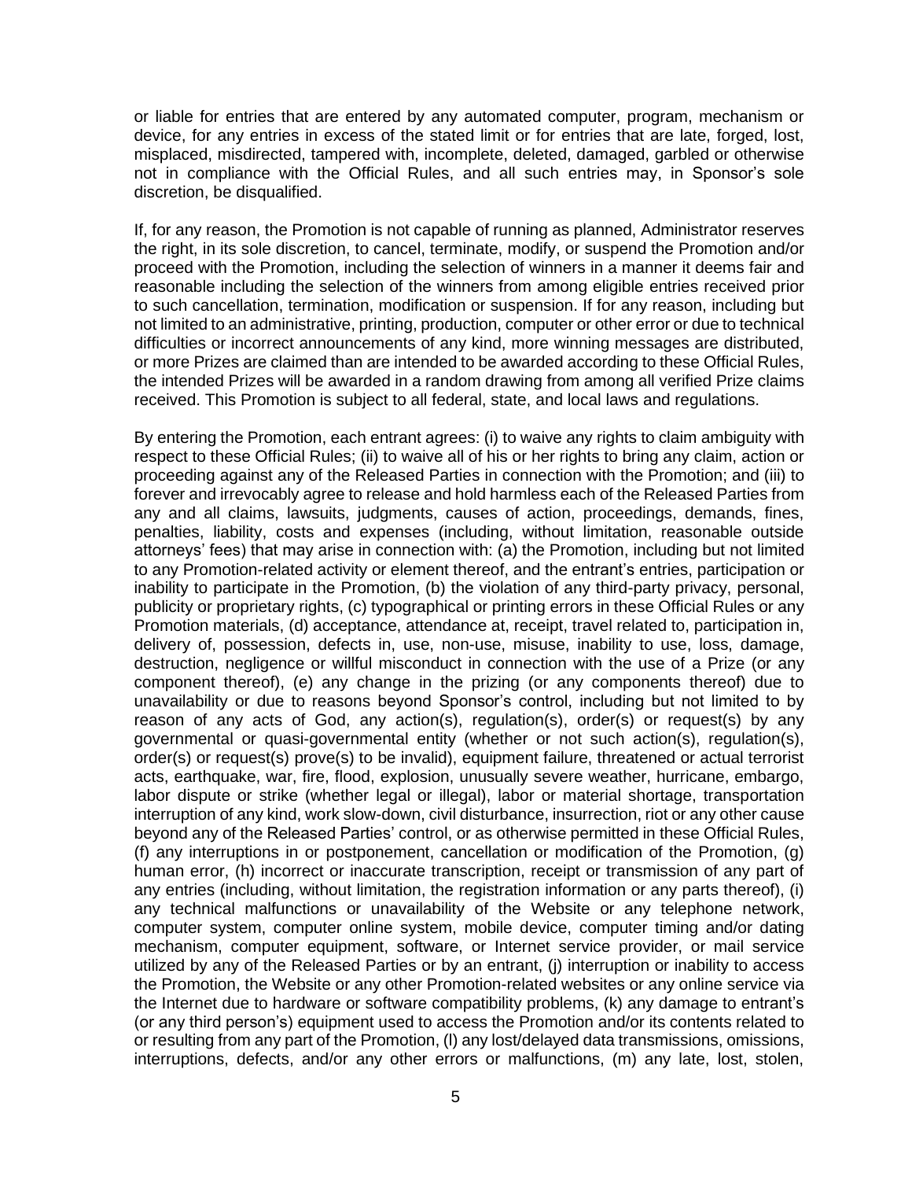or liable for entries that are entered by any automated computer, program, mechanism or device, for any entries in excess of the stated limit or for entries that are late, forged, lost, misplaced, misdirected, tampered with, incomplete, deleted, damaged, garbled or otherwise not in compliance with the Official Rules, and all such entries may, in Sponsor's sole discretion, be disqualified.

If, for any reason, the Promotion is not capable of running as planned, Administrator reserves the right, in its sole discretion, to cancel, terminate, modify, or suspend the Promotion and/or proceed with the Promotion, including the selection of winners in a manner it deems fair and reasonable including the selection of the winners from among eligible entries received prior to such cancellation, termination, modification or suspension. If for any reason, including but not limited to an administrative, printing, production, computer or other error or due to technical difficulties or incorrect announcements of any kind, more winning messages are distributed, or more Prizes are claimed than are intended to be awarded according to these Official Rules, the intended Prizes will be awarded in a random drawing from among all verified Prize claims received. This Promotion is subject to all federal, state, and local laws and regulations.

By entering the Promotion, each entrant agrees: (i) to waive any rights to claim ambiguity with respect to these Official Rules; (ii) to waive all of his or her rights to bring any claim, action or proceeding against any of the Released Parties in connection with the Promotion; and (iii) to forever and irrevocably agree to release and hold harmless each of the Released Parties from any and all claims, lawsuits, judgments, causes of action, proceedings, demands, fines, penalties, liability, costs and expenses (including, without limitation, reasonable outside attorneys' fees) that may arise in connection with: (a) the Promotion, including but not limited to any Promotion-related activity or element thereof, and the entrant's entries, participation or inability to participate in the Promotion, (b) the violation of any third-party privacy, personal, publicity or proprietary rights, (c) typographical or printing errors in these Official Rules or any Promotion materials, (d) acceptance, attendance at, receipt, travel related to, participation in, delivery of, possession, defects in, use, non-use, misuse, inability to use, loss, damage, destruction, negligence or willful misconduct in connection with the use of a Prize (or any component thereof), (e) any change in the prizing (or any components thereof) due to unavailability or due to reasons beyond Sponsor's control, including but not limited to by reason of any acts of God, any action(s), regulation(s), order(s) or request(s) by any governmental or quasi-governmental entity (whether or not such action(s), regulation(s), order(s) or request(s) prove(s) to be invalid), equipment failure, threatened or actual terrorist acts, earthquake, war, fire, flood, explosion, unusually severe weather, hurricane, embargo, labor dispute or strike (whether legal or illegal), labor or material shortage, transportation interruption of any kind, work slow-down, civil disturbance, insurrection, riot or any other cause beyond any of the Released Parties' control, or as otherwise permitted in these Official Rules, (f) any interruptions in or postponement, cancellation or modification of the Promotion, (g) human error, (h) incorrect or inaccurate transcription, receipt or transmission of any part of any entries (including, without limitation, the registration information or any parts thereof), (i) any technical malfunctions or unavailability of the Website or any telephone network, computer system, computer online system, mobile device, computer timing and/or dating mechanism, computer equipment, software, or Internet service provider, or mail service utilized by any of the Released Parties or by an entrant, (j) interruption or inability to access the Promotion, the Website or any other Promotion-related websites or any online service via the Internet due to hardware or software compatibility problems, (k) any damage to entrant's (or any third person's) equipment used to access the Promotion and/or its contents related to or resulting from any part of the Promotion, (l) any lost/delayed data transmissions, omissions, interruptions, defects, and/or any other errors or malfunctions, (m) any late, lost, stolen,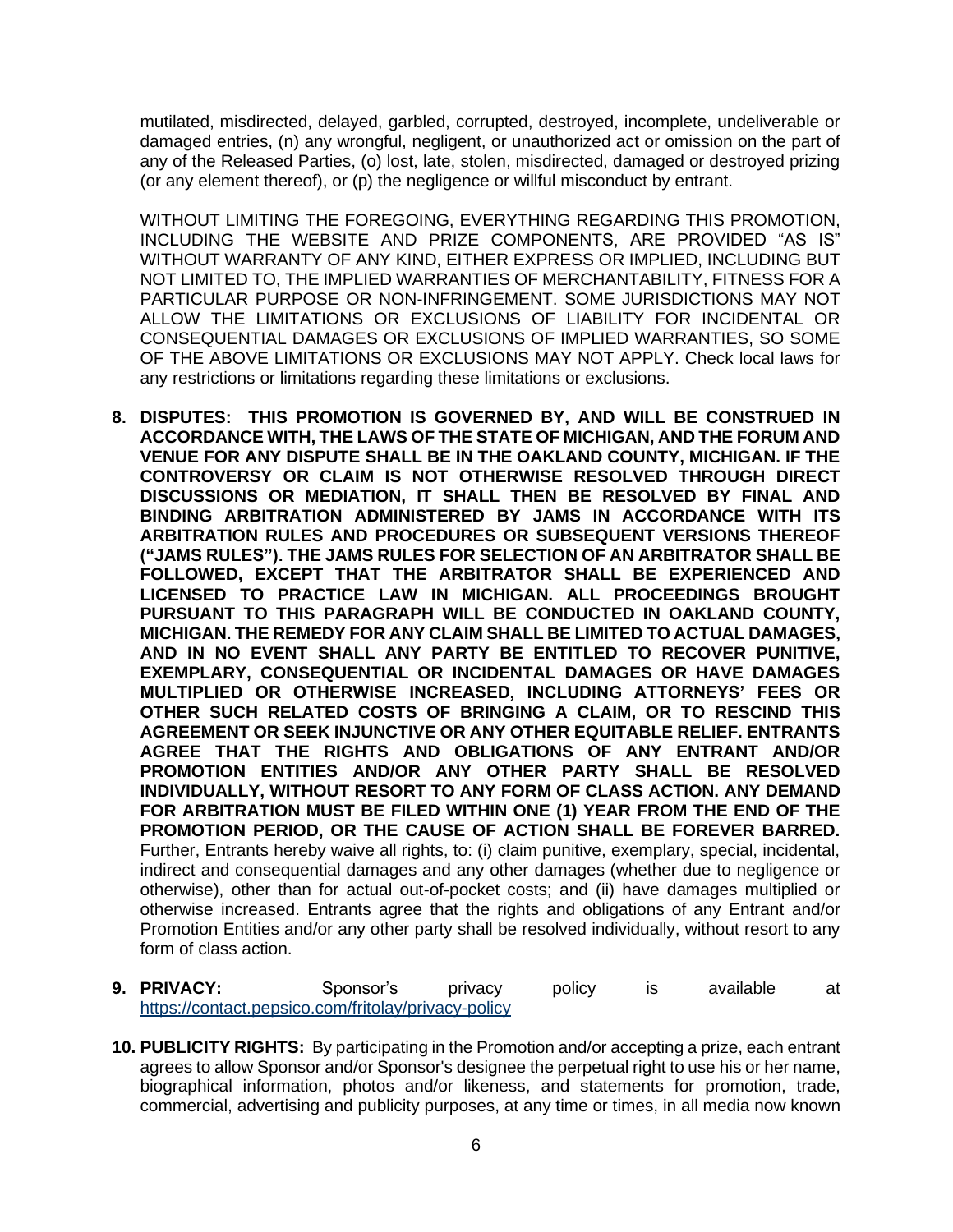mutilated, misdirected, delayed, garbled, corrupted, destroyed, incomplete, undeliverable or damaged entries, (n) any wrongful, negligent, or unauthorized act or omission on the part of any of the Released Parties, (o) lost, late, stolen, misdirected, damaged or destroyed prizing (or any element thereof), or (p) the negligence or willful misconduct by entrant.

WITHOUT LIMITING THE FOREGOING, EVERYTHING REGARDING THIS PROMOTION, INCLUDING THE WEBSITE AND PRIZE COMPONENTS, ARE PROVIDED "AS IS" WITHOUT WARRANTY OF ANY KIND, EITHER EXPRESS OR IMPLIED, INCLUDING BUT NOT LIMITED TO, THE IMPLIED WARRANTIES OF MERCHANTABILITY, FITNESS FOR A PARTICULAR PURPOSE OR NON-INFRINGEMENT. SOME JURISDICTIONS MAY NOT ALLOW THE LIMITATIONS OR EXCLUSIONS OF LIABILITY FOR INCIDENTAL OR CONSEQUENTIAL DAMAGES OR EXCLUSIONS OF IMPLIED WARRANTIES, SO SOME OF THE ABOVE LIMITATIONS OR EXCLUSIONS MAY NOT APPLY. Check local laws for any restrictions or limitations regarding these limitations or exclusions.

8. **DISPUTES: THIS PROMOTION IS GOVERNED BY, AND WILL BE CONSTRUED IN ACCORDANCE WITH, THE LAWS OF THE STATE OF MICHIGAN, AND THE FORUM AND VENUE FOR ANY DISPUTE SHALL BE IN THE OAKLAND COUNTY, MICHIGAN. IF THE CONTROVERSY OR CLAIM IS NOT OTHERWISE RESOLVED THROUGH DIRECT DISCUSSIONS OR MEDIATION, IT SHALL THEN BE RESOLVED BY FINAL AND BINDING ARBITRATION ADMINISTERED BY JAMS IN ACCORDANCE WITH ITS ARBITRATION RULES AND PROCEDURES OR SUBSEQUENT VERSIONS THEREOF ("JAMS RULES"). THE JAMS RULES FOR SELECTION OF AN ARBITRATOR SHALL BE FOLLOWED, EXCEPT THAT THE ARBITRATOR SHALL BE EXPERIENCED AND LICENSED TO PRACTICE LAW IN MICHIGAN. ALL PROCEEDINGS BROUGHT PURSUANT TO THIS PARAGRAPH WILL BE CONDUCTED IN OAKLAND COUNTY, MICHIGAN. THE REMEDY FOR ANY CLAIM SHALL BE LIMITED TO ACTUAL DAMAGES, AND IN NO EVENT SHALL ANY PARTY BE ENTITLED TO RECOVER PUNITIVE, EXEMPLARY, CONSEQUENTIAL OR INCIDENTAL DAMAGES OR HAVE DAMAGES MULTIPLIED OR OTHERWISE INCREASED, INCLUDING ATTORNEYS' FEES OR OTHER SUCH RELATED COSTS OF BRINGING A CLAIM, OR TO RESCIND THIS AGREEMENT OR SEEK INJUNCTIVE OR ANY OTHER EQUITABLE RELIEF. ENTRANTS AGREE THAT THE RIGHTS AND OBLIGATIONS OF ANY ENTRANT AND/OR PROMOTION ENTITIES AND/OR ANY OTHER PARTY SHALL BE RESOLVED INDIVIDUALLY, WITHOUT RESORT TO ANY FORM OF CLASS ACTION. ANY DEMAND FOR ARBITRATION MUST BE FILED WITHIN ONE (1) YEAR FROM THE END OF THE PROMOTION PERIOD, OR THE CAUSE OF ACTION SHALL BE FOREVER BARRED.** Further, Entrants hereby waive all rights, to: (i) claim punitive, exemplary, special, incidental, indirect and consequential damages and any other damages (whether due to negligence or otherwise), other than for actual out-of-pocket costs; and (ii) have damages multiplied or otherwise increased. Entrants agree that the rights and obligations of any Entrant and/or Promotion Entities and/or any other party shall be resolved individually, without resort to any form of class action.

9. **PRIVACY:** Sponsor's privacy policy is available at https://contact.pepsico.com/fritolay/privacy-policy

10. **PUBLICITY RIGHTS:** By participating in the Promotion and/or accepting a prize, each entrant agrees to allow Sponsor and/or Sponsor's designee the perpetual right to use his or her name, biographical information, photos and/or likeness, and statements for promotion, trade, commercial, advertising and publicity purposes, at any time or times, in all media now known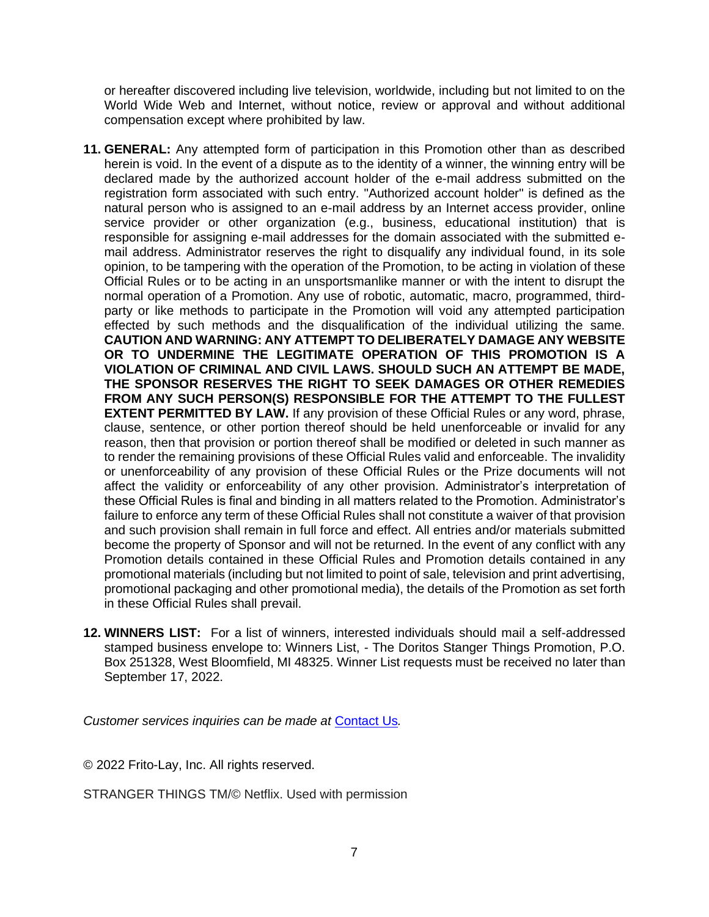or hereafter discovered including live television, worldwide, including but not limited to on the World Wide Web and Internet, without notice, review or approval and without additional compensation except where prohibited by law.

11. **GENERAL:** Any attempted form of participation in this Promotion other than as described herein is void. In the event of a dispute as to the identity of a winner, the winning entry will be declared made by the authorized account holder of the e-mail address submitted on the registration form associated with such entry. "Authorized account holder" is defined as the natural person who is assigned to an e-mail address by an Internet access provider, online service provider or other organization (e.g., business, educational institution) that is responsible for assigning e-mail addresses for the domain associated with the submitted e-mail address. Administrator reserves the right to disqualify any individual found, in its sole opinion, to be tampering with the operation of the Promotion, to be acting in violation of these Official Rules or to be acting in an unsportsmanlike manner or with the intent to disrupt the normal operation of a Promotion. Any use of robotic, automatic, macro, programmed, third-party or like methods to participate in the Promotion will void any attempted participation effected by such methods and the disqualification of the individual utilizing the same. **CAUTION AND WARNING: ANY ATTEMPT TO DELIBERATELY DAMAGE ANY WEBSITE OR TO UNDERMINE THE LEGITIMATE OPERATION OF THIS PROMOTION IS A VIOLATION OF CRIMINAL AND CIVIL LAWS. SHOULD SUCH AN ATTEMPT BE MADE, THE SPONSOR RESERVES THE RIGHT TO SEEK DAMAGES OR OTHER REMEDIES FROM ANY SUCH PERSON(S) RESPONSIBLE FOR THE ATTEMPT TO THE FULLEST EXTENT PERMITTED BY LAW.** If any provision of these Official Rules or any word, phrase, clause, sentence, or other portion thereof should be held unenforceable or invalid for any reason, then that provision or portion thereof shall be modified or deleted in such manner as to render the remaining provisions of these Official Rules valid and enforceable. The invalidity or unenforceability of any provision of these Official Rules or the Prize documents will not affect the validity or enforceability of any other provision. Administrator's interpretation of these Official Rules is final and binding in all matters related to the Promotion. Administrator's failure to enforce any term of these Official Rules shall not constitute a waiver of that provision and such provision shall remain in full force and effect. All entries and/or materials submitted become the property of Sponsor and will not be returned. In the event of any conflict with any Promotion details contained in these Official Rules and Promotion details contained in any promotional materials (including but not limited to point of sale, television and print advertising, promotional packaging and other promotional media), the details of the Promotion as set forth in these Official Rules shall prevail.

12. **WINNERS LIST:** For a list of winners, interested individuals should mail a self-addressed stamped business envelope to: Winners List, - The Doritos Stanger Things Promotion, P.O. Box 251328, West Bloomfield, MI 48325. Winner List requests must be received no later than September 17, 2022.

*Customer services inquiries can be made at* [Contact Us](#)*.*

© 2022 Frito-Lay, Inc. All rights reserved.

STRANGER THINGS TM/© Netflix. Used with permission